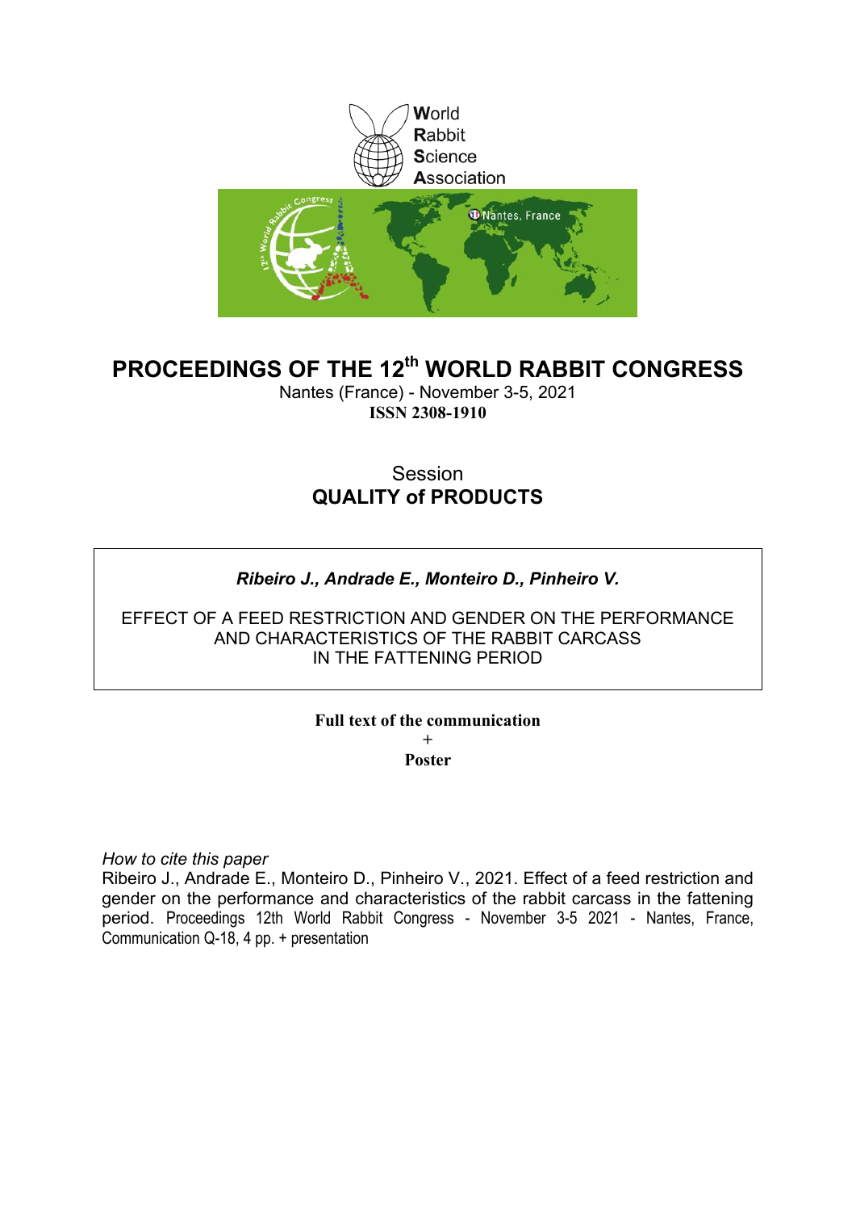World
Rabbit
Science
Association

# PROCEEDINGS OF THE 12th WORLD RABBIT CONGRESS

Nantes (France) - November 3-5, 2021

**ISSN 2308-1910**

Session

## QUALITY of PRODUCTS

***Ribeiro J., Andrade E., Monteiro D., Pinheiro V.***

EFFECT OF A FEED RESTRICTION AND GENDER ON THE PERFORMANCE AND CHARACTERISTICS OF THE RABBIT CARCASS IN THE FATTENING PERIOD

**Full text of the communication**
+
**Poster**

*How to cite this paper*

Ribeiro J., Andrade E., Monteiro D., Pinheiro V., 2021. Effect of a feed restriction and gender on the performance and characteristics of the rabbit carcass in the fattening period. Proceedings 12th World Rabbit Congress - November 3-5 2021 - Nantes, France, Communication Q-18, 4 pp. + presentation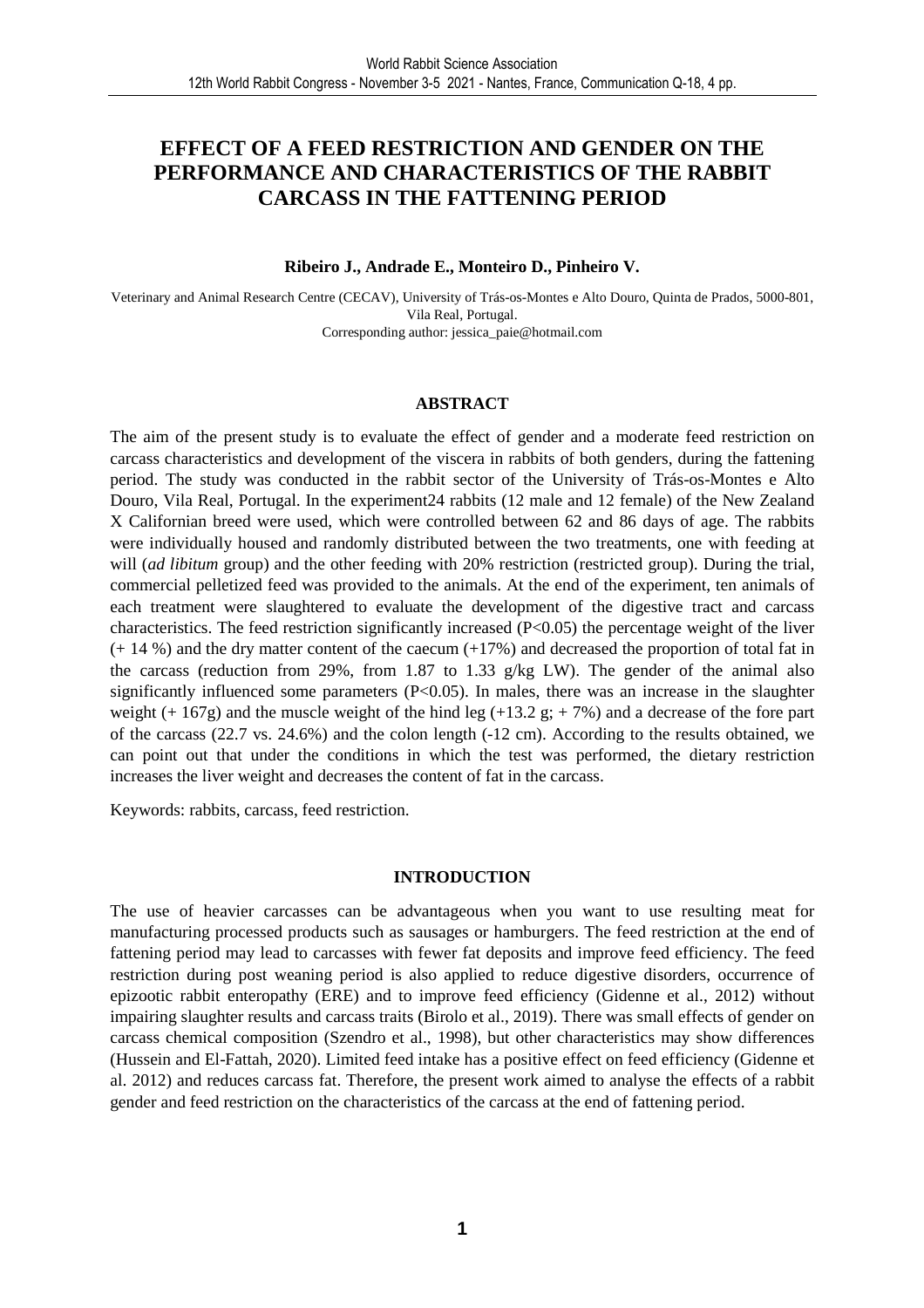# EFFECT OF A FEED RESTRICTION AND GENDER ON THE PERFORMANCE AND CHARACTERISTICS OF THE RABBIT CARCASS IN THE FATTENING PERIOD

**Ribeiro J., Andrade E., Monteiro D., Pinheiro V.**

Veterinary and Animal Research Centre (CECAV), University of Trás-os-Montes e Alto Douro, Quinta de Prados, 5000-801, Vila Real, Portugal.
Corresponding author: jessica_paie@hotmail.com

## ABSTRACT

The aim of the present study is to evaluate the effect of gender and a moderate feed restriction on carcass characteristics and development of the viscera in rabbits of both genders, during the fattening period. The study was conducted in the rabbit sector of the University of Trás-os-Montes e Alto Douro, Vila Real, Portugal. In the experiment24 rabbits (12 male and 12 female) of the New Zealand X Californian breed were used, which were controlled between 62 and 86 days of age. The rabbits were individually housed and randomly distributed between the two treatments, one with feeding at will (*ad libitum* group) and the other feeding with 20% restriction (restricted group). During the trial, commercial pelletized feed was provided to the animals. At the end of the experiment, ten animals of each treatment were slaughtered to evaluate the development of the digestive tract and carcass characteristics. The feed restriction significantly increased ($P<0.05$) the percentage weight of the liver (+ 14 %) and the dry matter content of the caecum (+17%) and decreased the proportion of total fat in the carcass (reduction from 29%, from 1.87 to 1.33 g/kg LW). The gender of the animal also significantly influenced some parameters ($P<0.05$). In males, there was an increase in the slaughter weight (+ 167g) and the muscle weight of the hind leg (+13.2 g; + 7%) and a decrease of the fore part of the carcass (22.7 vs. 24.6%) and the colon length (-12 cm). According to the results obtained, we can point out that under the conditions in which the test was performed, the dietary restriction increases the liver weight and decreases the content of fat in the carcass.

Keywords: rabbits, carcass, feed restriction.

## INTRODUCTION

The use of heavier carcasses can be advantageous when you want to use resulting meat for manufacturing processed products such as sausages or hamburgers. The feed restriction at the end of fattening period may lead to carcasses with fewer fat deposits and improve feed efficiency. The feed restriction during post weaning period is also applied to reduce digestive disorders, occurrence of epizootic rabbit enteropathy (ERE) and to improve feed efficiency (Gidenne et al., 2012) without impairing slaughter results and carcass traits (Birolo et al., 2019). There was small effects of gender on carcass chemical composition (Szendro et al., 1998), but other characteristics may show differences (Hussein and El-Fattah, 2020). Limited feed intake has a positive effect on feed efficiency (Gidenne et al. 2012) and reduces carcass fat. Therefore, the present work aimed to analyse the effects of a rabbit gender and feed restriction on the characteristics of the carcass at the end of fattening period.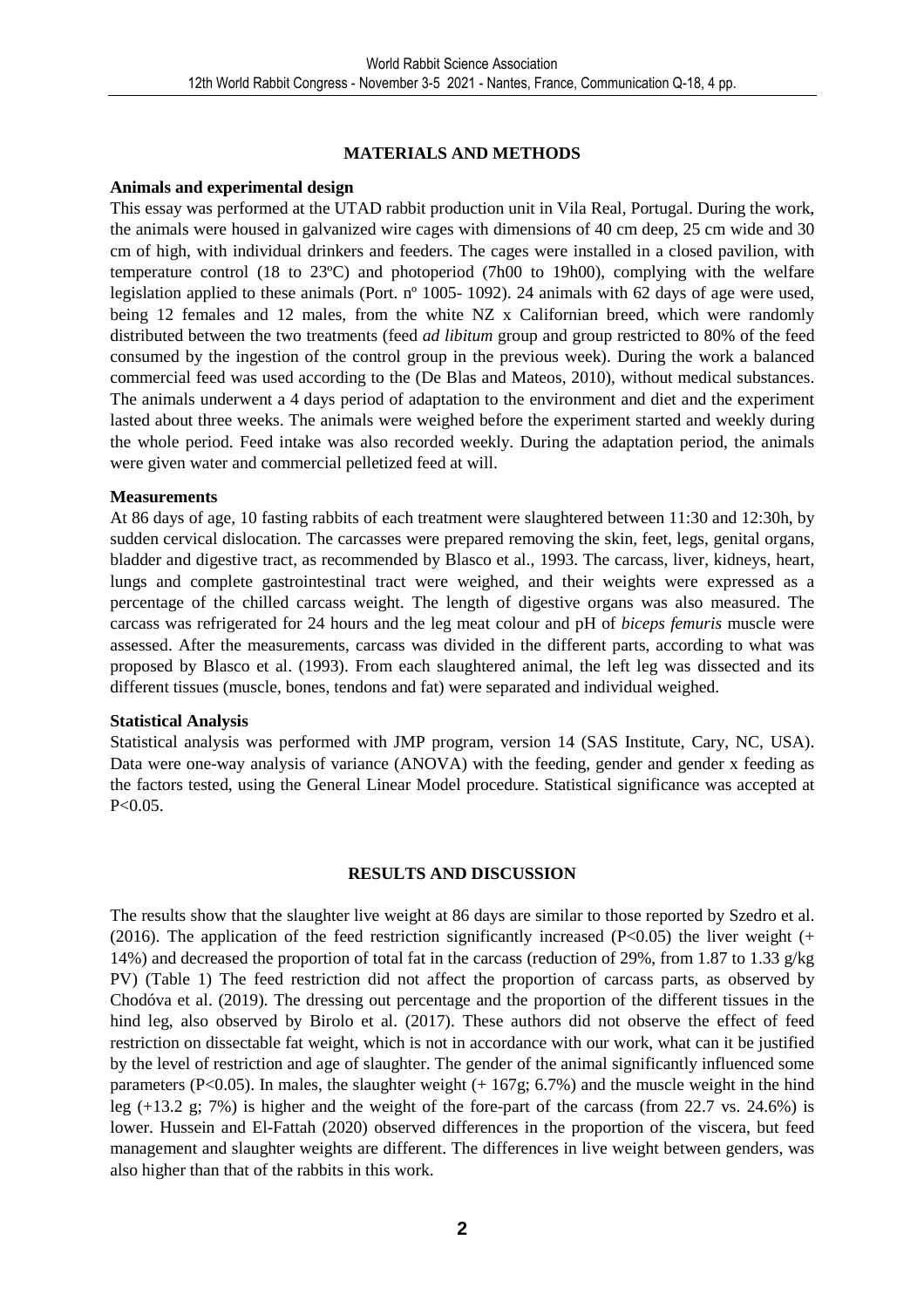## MATERIALS AND METHODS

### Animals and experimental design

This essay was performed at the UTAD rabbit production unit in Vila Real, Portugal. During the work, the animals were housed in galvanized wire cages with dimensions of 40 cm deep, 25 cm wide and 30 cm of high, with individual drinkers and feeders. The cages were installed in a closed pavilion, with temperature control (18 to 23ºC) and photoperiod (7h00 to 19h00), complying with the welfare legislation applied to these animals (Port. nº 1005- 1092). 24 animals with 62 days of age were used, being 12 females and 12 males, from the white NZ x Californian breed, which were randomly distributed between the two treatments (feed *ad libitum* group and group restricted to 80% of the feed consumed by the ingestion of the control group in the previous week). During the work a balanced commercial feed was used according to the (De Blas and Mateos, 2010), without medical substances. The animals underwent a 4 days period of adaptation to the environment and diet and the experiment lasted about three weeks. The animals were weighed before the experiment started and weekly during the whole period. Feed intake was also recorded weekly. During the adaptation period, the animals were given water and commercial pelletized feed at will.

### Measurements

At 86 days of age, 10 fasting rabbits of each treatment were slaughtered between 11:30 and 12:30h, by sudden cervical dislocation. The carcasses were prepared removing the skin, feet, legs, genital organs, bladder and digestive tract, as recommended by Blasco et al., 1993. The carcass, liver, kidneys, heart, lungs and complete gastrointestinal tract were weighed, and their weights were expressed as a percentage of the chilled carcass weight. The length of digestive organs was also measured. The carcass was refrigerated for 24 hours and the leg meat colour and pH of *biceps femuris* muscle were assessed. After the measurements, carcass was divided in the different parts, according to what was proposed by Blasco et al. (1993). From each slaughtered animal, the left leg was dissected and its different tissues (muscle, bones, tendons and fat) were separated and individual weighed.

### Statistical Analysis

Statistical analysis was performed with JMP program, version 14 (SAS Institute, Cary, NC, USA). Data were one-way analysis of variance (ANOVA) with the feeding, gender and gender x feeding as the factors tested, using the General Linear Model procedure. Statistical significance was accepted at $P<0.05$.

## RESULTS AND DISCUSSION

The results show that the slaughter live weight at 86 days are similar to those reported by Szedro et al. (2016). The application of the feed restriction significantly increased ($P<0.05$) the liver weight (+ 14%) and decreased the proportion of total fat in the carcass (reduction of 29%, from 1.87 to 1.33 g/kg PV) (Table 1) The feed restriction did not affect the proportion of carcass parts, as observed by Chodóva et al. (2019). The dressing out percentage and the proportion of the different tissues in the hind leg, also observed by Birolo et al. (2017). These authors did not observe the effect of feed restriction on dissectable fat weight, which is not in accordance with our work, what can it be justified by the level of restriction and age of slaughter. The gender of the animal significantly influenced some parameters ($P<0.05$). In males, the slaughter weight (+ 167g; 6.7%) and the muscle weight in the hind leg (+13.2 g; 7%) is higher and the weight of the fore-part of the carcass (from 22.7 vs. 24.6%) is lower. Hussein and El-Fattah (2020) observed differences in the proportion of the viscera, but feed management and slaughter weights are different. The differences in live weight between genders, was also higher than that of the rabbits in this work.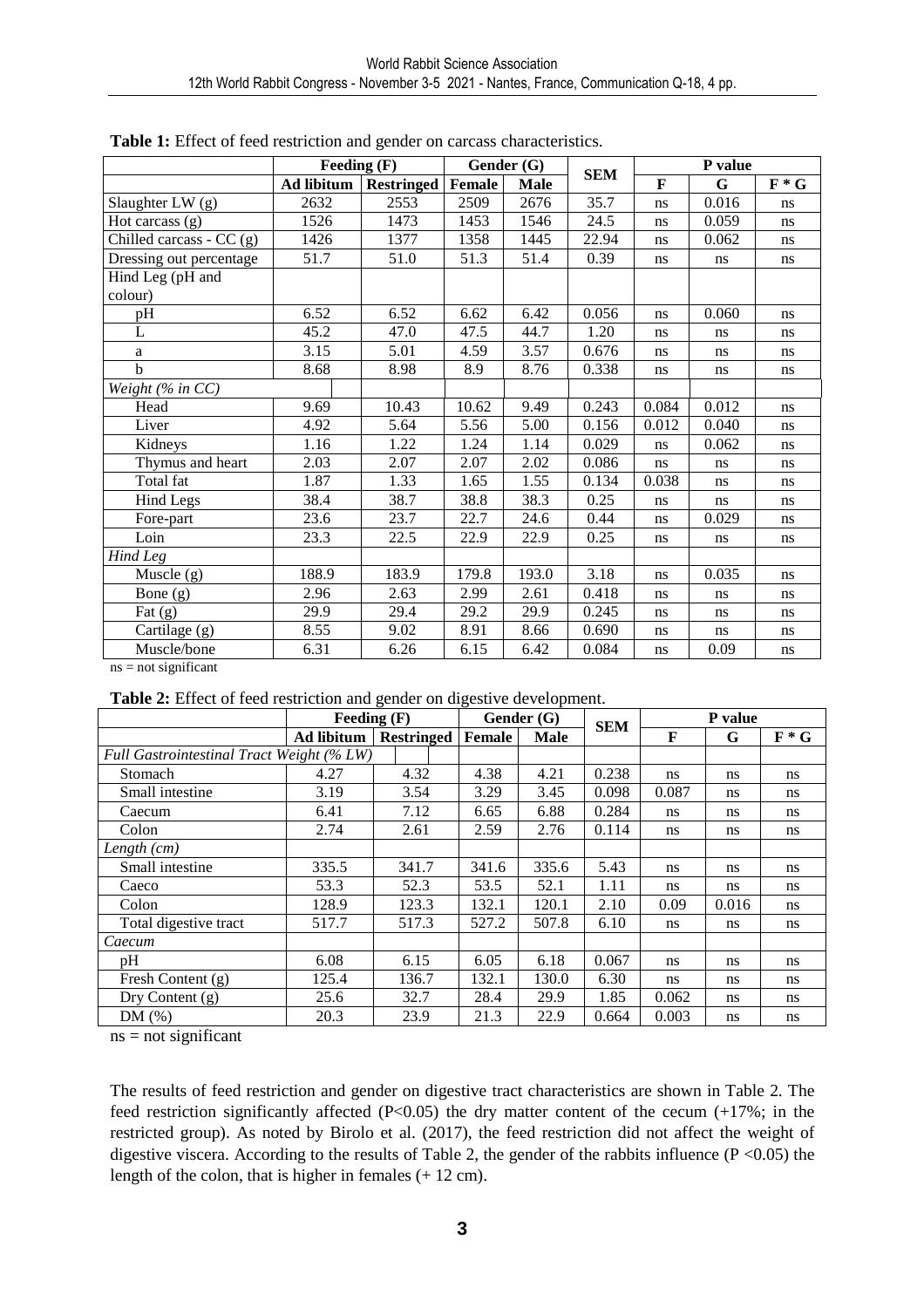**Table 1:** Effect of feed restriction and gender on carcass characteristics.

| | Feeding (F) | | Gender (G) | | SEM | P value | | |
|---|---|---|---|---|---|---|---|---|
| | **Ad libitum** | **Restringed** | **Female** | **Male** | | **F** | **G** | **F * G** |
| Slaughter LW (g) | 2632 | 2553 | 2509 | 2676 | 35.7 | ns | 0.016 | ns |
| Hot carcass (g) | 1526 | 1473 | 1453 | 1546 | 24.5 | ns | 0.059 | ns |
| Chilled carcass - CC (g) | 1426 | 1377 | 1358 | 1445 | 22.94 | ns | 0.062 | ns |
| Dressing out percentage | 51.7 | 51.0 | 51.3 | 51.4 | 0.39 | ns | ns | ns |
| Hind Leg (pH and colour) | | | | | | | | |
| pH | 6.52 | 6.52 | 6.62 | 6.42 | 0.056 | ns | 0.060 | ns |
| L | 45.2 | 47.0 | 47.5 | 44.7 | 1.20 | ns | ns | ns |
| a | 3.15 | 5.01 | 4.59 | 3.57 | 0.676 | ns | ns | ns |
| b | 8.68 | 8.98 | 8.9 | 8.76 | 0.338 | ns | ns | ns |
| *Weight (% in CC)* | | | | | | | | |
| Head | 9.69 | 10.43 | 10.62 | 9.49 | 0.243 | 0.084 | 0.012 | ns |
| Liver | 4.92 | 5.64 | 5.56 | 5.00 | 0.156 | 0.012 | 0.040 | ns |
| Kidneys | 1.16 | 1.22 | 1.24 | 1.14 | 0.029 | ns | 0.062 | ns |
| Thymus and heart | 2.03 | 2.07 | 2.07 | 2.02 | 0.086 | ns | ns | ns |
| Total fat | 1.87 | 1.33 | 1.65 | 1.55 | 0.134 | 0.038 | ns | ns |
| Hind Legs | 38.4 | 38.7 | 38.8 | 38.3 | 0.25 | ns | ns | ns |
| Fore-part | 23.6 | 23.7 | 22.7 | 24.6 | 0.44 | ns | 0.029 | ns |
| Loin | 23.3 | 22.5 | 22.9 | 22.9 | 0.25 | ns | ns | ns |
| *Hind Leg* | | | | | | | | |
| Muscle (g) | 188.9 | 183.9 | 179.8 | 193.0 | 3.18 | ns | 0.035 | ns |
| Bone (g) | 2.96 | 2.63 | 2.99 | 2.61 | 0.418 | ns | ns | ns |
| Fat (g) | 29.9 | 29.4 | 29.2 | 29.9 | 0.245 | ns | ns | ns |
| Cartilage (g) | 8.55 | 9.02 | 8.91 | 8.66 | 0.690 | ns | ns | ns |
| Muscle/bone | 6.31 | 6.26 | 6.15 | 6.42 | 0.084 | ns | 0.09 | ns |

ns = not significant

**Table 2:** Effect of feed restriction and gender on digestive development.

| | Feeding (F) | | Gender (G) | | SEM | P value | | |
|---|---|---|---|---|---|---|---|---|
| | **Ad libitum** | **Restringed** | **Female** | **Male** | | **F** | **G** | **F * G** |
| *Full Gastrointestinal Tract Weight (% LW)* | | | | | | | | |
| Stomach | 4.27 | 4.32 | 4.38 | 4.21 | 0.238 | ns | ns | ns |
| Small intestine | 3.19 | 3.54 | 3.29 | 3.45 | 0.098 | 0.087 | ns | ns |
| Caecum | 6.41 | 7.12 | 6.65 | 6.88 | 0.284 | ns | ns | ns |
| Colon | 2.74 | 2.61 | 2.59 | 2.76 | 0.114 | ns | ns | ns |
| *Length (cm)* | | | | | | | | |
| Small intestine | 335.5 | 341.7 | 341.6 | 335.6 | 5.43 | ns | ns | ns |
| Caeco | 53.3 | 52.3 | 53.5 | 52.1 | 1.11 | ns | ns | ns |
| Colon | 128.9 | 123.3 | 132.1 | 120.1 | 2.10 | 0.09 | 0.016 | ns |
| Total digestive tract | 517.7 | 517.3 | 527.2 | 507.8 | 6.10 | ns | ns | ns |
| *Caecum* | | | | | | | | |
| pH | 6.08 | 6.15 | 6.05 | 6.18 | 0.067 | ns | ns | ns |
| Fresh Content (g) | 125.4 | 136.7 | 132.1 | 130.0 | 6.30 | ns | ns | ns |
| Dry Content (g) | 25.6 | 32.7 | 28.4 | 29.9 | 1.85 | 0.062 | ns | ns |
| DM (%) | 20.3 | 23.9 | 21.3 | 22.9 | 0.664 | 0.003 | ns | ns |

ns = not significant

The results of feed restriction and gender on digestive tract characteristics are shown in Table 2. The feed restriction significantly affected ($P<0.05$) the dry matter content of the cecum (+17%; in the restricted group). As noted by Birolo et al. (2017), the feed restriction did not affect the weight of digestive viscera. According to the results of Table 2, the gender of the rabbits influence ($P<0.05$) the length of the colon, that is higher in females (+ 12 cm).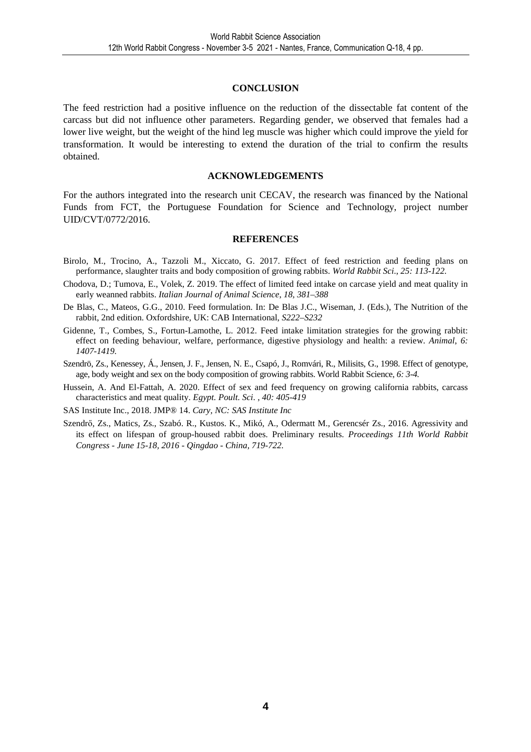## CONCLUSION

The feed restriction had a positive influence on the reduction of the dissectable fat content of the carcass but did not influence other parameters. Regarding gender, we observed that females had a lower live weight, but the weight of the hind leg muscle was higher which could improve the yield for transformation. It would be interesting to extend the duration of the trial to confirm the results obtained.

## ACKNOWLEDGEMENTS

For the authors integrated into the research unit CECAV, the research was financed by the National Funds from FCT, the Portuguese Foundation for Science and Technology, project number UID/CVT/0772/2016.

## REFERENCES

Birolo, M., Trocino, A., Tazzoli M., Xiccato, G. 2017. Effect of feed restriction and feeding plans on performance, slaughter traits and body composition of growing rabbits. *World Rabbit Sci., 25: 113-122.*

Chodova, D.; Tumova, E., Volek, Z. 2019. The effect of limited feed intake on carcase yield and meat quality in early weanned rabbits. *Italian Journal of Animal Science, 18, 381–388*

De Blas, C., Mateos, G.G., 2010. Feed formulation. In: De Blas J.C., Wiseman, J. (Eds.), The Nutrition of the rabbit, 2nd edition. Oxfordshire, UK: CAB International, *S222–S232*

Gidenne, T., Combes, S., Fortun-Lamothe, L. 2012. Feed intake limitation strategies for the growing rabbit: effect on feeding behaviour, welfare, performance, digestive physiology and health: a review. *Animal, 6: 1407-1419.*

Szendrö, Zs., Kenessey, Á., Jensen, J. F., Jensen, N. E., Csapó, J., Romvári, R., Milisits, G., 1998. Effect of genotype, age, body weight and sex on the body composition of growing rabbits. World Rabbit Science*, 6: 3-4.*

Hussein, A. And El-Fattah, A. 2020. Effect of sex and feed frequency on growing california rabbits, carcass characteristics and meat quality. *Egypt. Poult. Sci. , 40: 405-419*

SAS Institute Inc., 2018. JMP® 14. *Cary, NC: SAS Institute Inc*

Szendrő, Zs., Matics, Zs., Szabó. R., Kustos. K., Mikó, A., Odermatt M., Gerencsér Zs., 2016. Agressivity and its effect on lifespan of group-housed rabbit does. Preliminary results. *Proceedings 11th World Rabbit Congress - June 15-18, 2016 - Qingdao - China, 719-722.*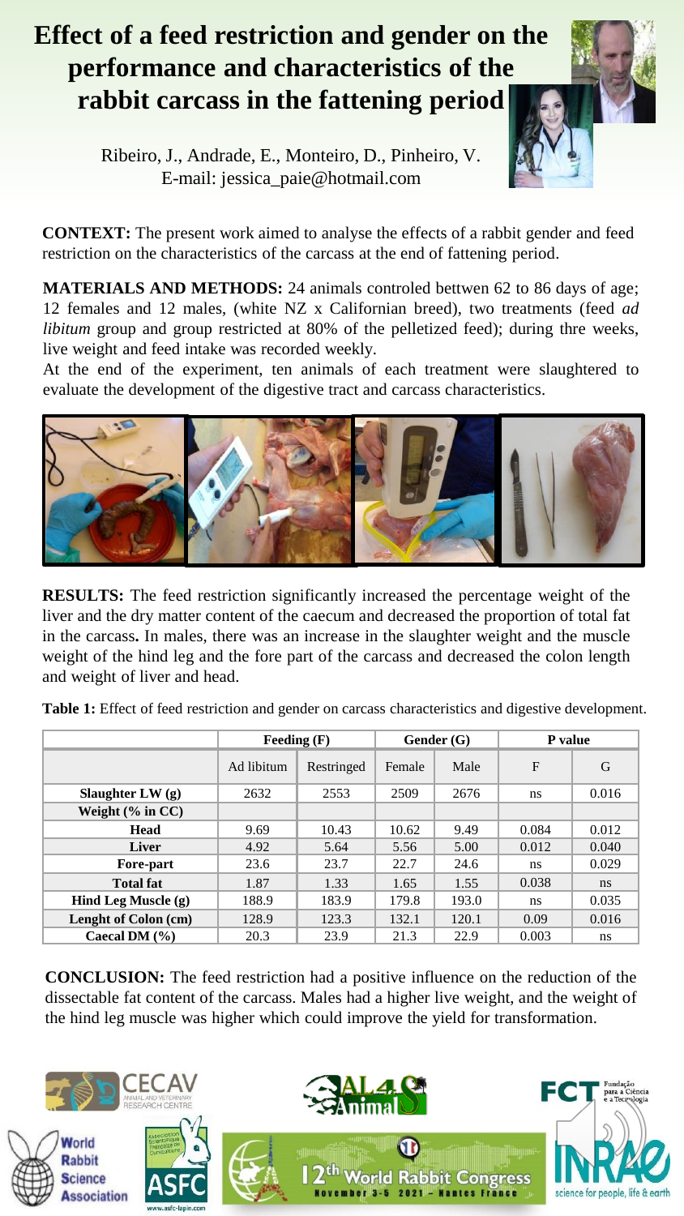# Effect of a feed restriction and gender on the performance and characteristics of the rabbit carcass in the fattening period

Ribeiro, J., Andrade, E., Monteiro, D., Pinheiro, V.
E-mail: jessica_paie@hotmail.com

**CONTEXT:** The present work aimed to analyse the effects of a rabbit gender and feed restriction on the characteristics of the carcass at the end of fattening period.

**MATERIALS AND METHODS:** 24 animals controled bettwen 62 to 86 days of age; 12 females and 12 males, (white NZ x Californian breed), two treatments (feed *ad libitum* group and group restricted at 80% of the pelletized feed); during thre weeks, live weight and feed intake was recorded weekly.

At the end of the experiment, ten animals of each treatment were slaughtered to evaluate the development of the digestive tract and carcass characteristics.

**RESULTS:** The feed restriction significantly increased the percentage weight of the liver and the dry matter content of the caecum and decreased the proportion of total fat in the carcass**.** In males, there was an increase in the slaughter weight and the muscle weight of the hind leg and the fore part of the carcass and decreased the colon length and weight of liver and head.

**Table 1:** Effect of feed restriction and gender on carcass characteristics and digestive development.

| | Feeding (F) | | Gender (G) | | P value | |
|---|---|---|---|---|---|---|
| | Ad libitum | Restringed | Female | Male | F | G |
| **Slaughter LW (g)** | 2632 | 2553 | 2509 | 2676 | ns | 0.016 |
| **Weight (% in CC)** | | | | | | |
| **Head** | 9.69 | 10.43 | 10.62 | 9.49 | 0.084 | 0.012 |
| **Liver** | 4.92 | 5.64 | 5.56 | 5.00 | 0.012 | 0.040 |
| **Fore-part** | 23.6 | 23.7 | 22.7 | 24.6 | ns | 0.029 |
| **Total fat** | 1.87 | 1.33 | 1.65 | 1.55 | 0.038 | ns |
| **Hind Leg Muscle (g)** | 188.9 | 183.9 | 179.8 | 193.0 | ns | 0.035 |
| **Lenght of Colon (cm)** | 128.9 | 123.3 | 132.1 | 120.1 | 0.09 | 0.016 |
| **Caecal DM (%)** | 20.3 | 23.9 | 21.3 | 22.9 | 0.003 | ns |

**CONCLUSION:** The feed restriction had a positive influence on the reduction of the dissectable fat content of the carcass. Males had a higher live weight, and the weight of the hind leg muscle was higher which could improve the yield for transformation.